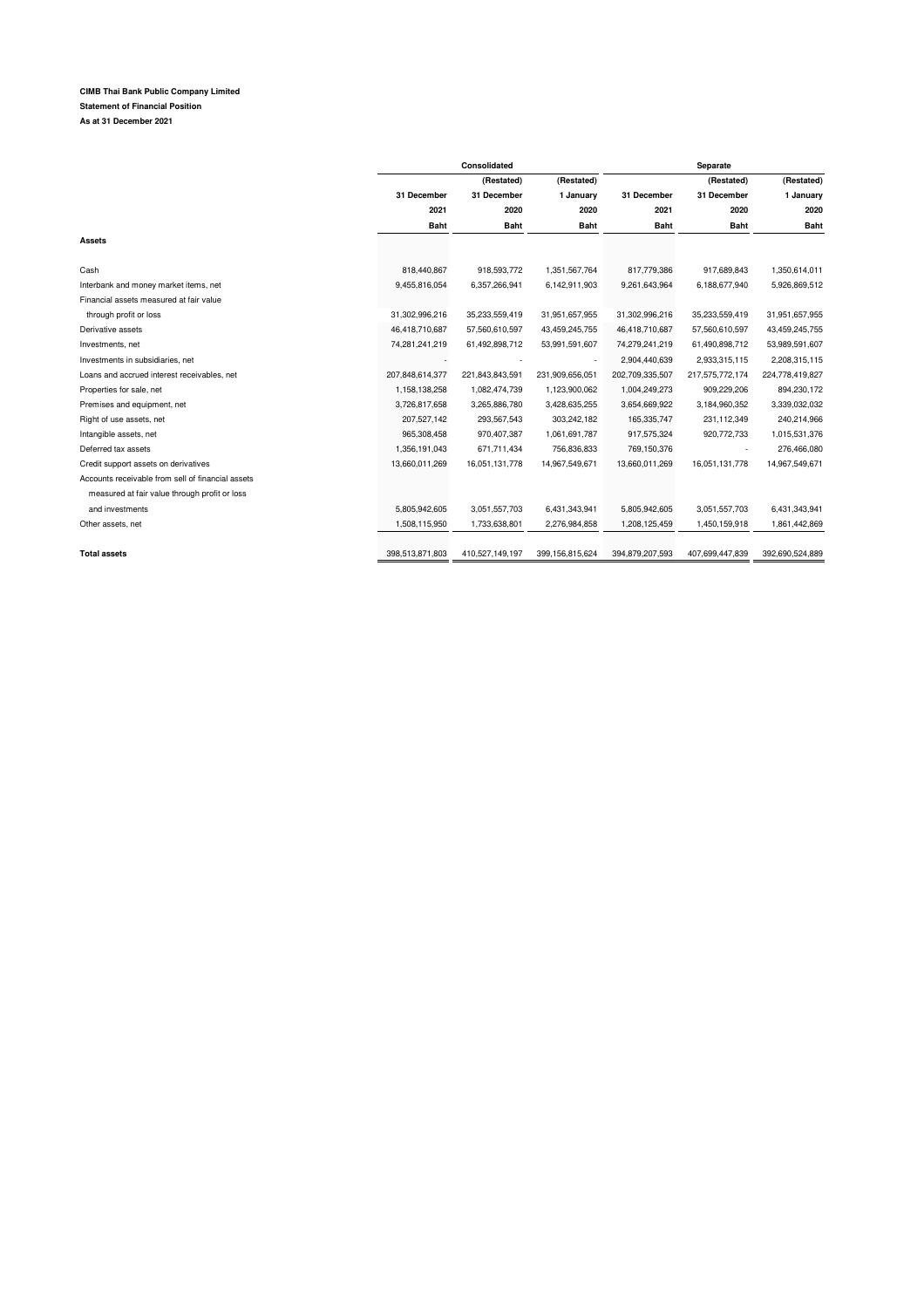**CIMB Thai Bank Public Company Limited**

**Statement of Financial Position**

**As at 31 December 2021**

| | Consolidated | | | Separate | | |
|---|---|---|---|---|---|---|
| | | (Restated) | (Restated) | | (Restated) | (Restated) |
| | 31 December | 31 December | 1 January | 31 December | 31 December | 1 January |
| | 2021 | 2020 | 2020 | 2021 | 2020 | 2020 |
| | Baht | Baht | Baht | Baht | Baht | Baht |
| **Assets** | | | | | | |
| Cash | 818,440,867 | 918,593,772 | 1,351,567,764 | 817,779,386 | 917,689,843 | 1,350,614,011 |
| Interbank and money market items, net | 9,455,816,054 | 6,357,266,941 | 6,142,911,903 | 9,261,643,964 | 6,188,677,940 | 5,926,869,512 |
| Financial assets measured at fair value through profit or loss | 31,302,996,216 | 35,233,559,419 | 31,951,657,955 | 31,302,996,216 | 35,233,559,419 | 31,951,657,955 |
| Derivative assets | 46,418,710,687 | 57,560,610,597 | 43,459,245,755 | 46,418,710,687 | 57,560,610,597 | 43,459,245,755 |
| Investments, net | 74,281,241,219 | 61,492,898,712 | 53,991,591,607 | 74,279,241,219 | 61,490,898,712 | 53,989,591,607 |
| Investments in subsidiaries, net | - | - | - | 2,904,440,639 | 2,933,315,115 | 2,208,315,115 |
| Loans and accrued interest receivables, net | 207,848,614,377 | 221,843,843,591 | 231,909,656,051 | 202,709,335,507 | 217,575,772,174 | 224,778,419,827 |
| Properties for sale, net | 1,158,138,258 | 1,082,474,739 | 1,123,900,062 | 1,004,249,273 | 909,229,206 | 894,230,172 |
| Premises and equipment, net | 3,726,817,658 | 3,265,886,780 | 3,428,635,255 | 3,654,669,922 | 3,184,960,352 | 3,339,032,032 |
| Right of use assets, net | 207,527,142 | 293,567,543 | 303,242,182 | 165,335,747 | 231,112,349 | 240,214,966 |
| Intangible assets, net | 965,308,458 | 970,407,387 | 1,061,691,787 | 917,575,324 | 920,772,733 | 1,015,531,376 |
| Deferred tax assets | 1,356,191,043 | 671,711,434 | 756,836,833 | 769,150,376 | - | 276,466,080 |
| Credit support assets on derivatives | 13,660,011,269 | 16,051,131,778 | 14,967,549,671 | 13,660,011,269 | 16,051,131,778 | 14,967,549,671 |
| Accounts receivable from sell of financial assets measured at fair value through profit or loss and investments | 5,805,942,605 | 3,051,557,703 | 6,431,343,941 | 5,805,942,605 | 3,051,557,703 | 6,431,343,941 |
| Other assets, net | 1,508,115,950 | 1,733,638,801 | 2,276,984,858 | 1,208,125,459 | 1,450,159,918 | 1,861,442,869 |
| **Total assets** | 398,513,871,803 | 410,527,149,197 | 399,156,815,624 | 394,879,207,593 | 407,699,447,839 | 392,690,524,889 |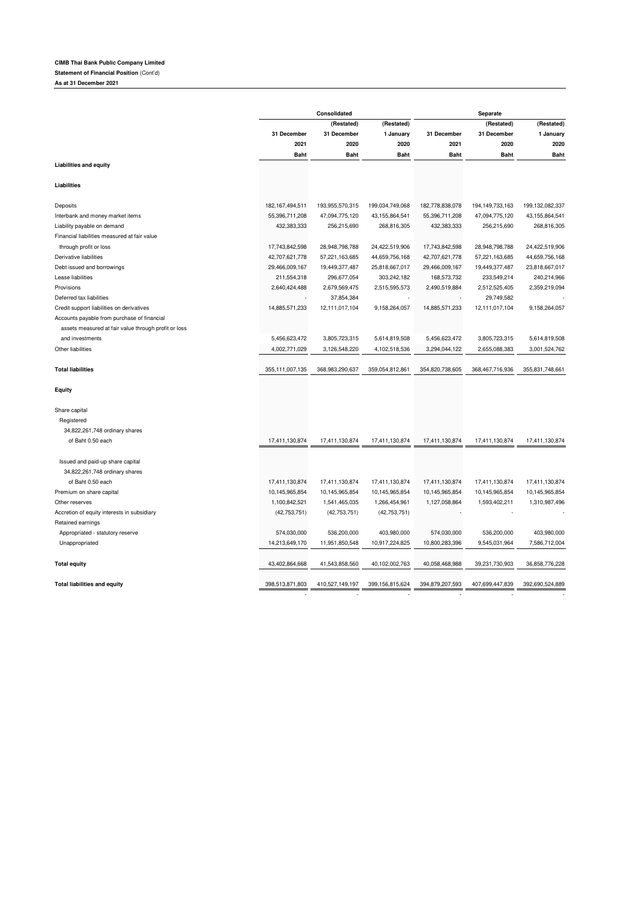**CIMB Thai Bank Public Company Limited**

**Statement of Financial Position** (Cont'd)

**As at 31 December 2021**

| | Consolidated | | | Separate | | |
|---|---|---|---|---|---|---|
| | | (Restated) | (Restated) | | (Restated) | (Restated) |
| | 31 December 2021 | 31 December 2020 | 1 January 2020 | 31 December 2021 | 31 December 2020 | 1 January 2020 |
| | Baht | Baht | Baht | Baht | Baht | Baht |
| **Liabilities and equity** | | | | | | |
| **Liabilities** | | | | | | |
| Deposits | 182,167,494,511 | 193,955,570,315 | 199,034,749,068 | 182,778,838,078 | 194,149,733,163 | 199,132,082,337 |
| Interbank and money market items | 55,396,711,208 | 47,094,775,120 | 43,155,864,541 | 55,396,711,208 | 47,094,775,120 | 43,155,864,541 |
| Liability payable on demand | 432,383,333 | 256,215,690 | 268,816,305 | 432,383,333 | 256,215,690 | 268,816,305 |
| Financial liabilities measured at fair value through profit or loss | 17,743,842,598 | 28,948,798,788 | 24,422,519,906 | 17,743,842,598 | 28,948,798,788 | 24,422,519,906 |
| Derivative liabilities | 42,707,621,778 | 57,221,163,685 | 44,659,756,168 | 42,707,621,778 | 57,221,163,685 | 44,659,756,168 |
| Debt issued and borrowings | 29,466,009,167 | 19,449,377,487 | 25,818,667,017 | 29,466,009,167 | 19,449,377,487 | 23,818,667,017 |
| Lease liabilities | 211,554,318 | 296,677,054 | 303,242,182 | 168,573,732 | 233,549,214 | 240,214,966 |
| Provisions | 2,640,424,488 | 2,679,569,475 | 2,515,595,573 | 2,490,519,884 | 2,512,525,405 | 2,359,219,094 |
| Deferred tax liabilities | - | 37,854,384 | - | - | 29,749,582 | - |
| Credit support liabilities on derivatives | 14,885,571,233 | 12,111,017,104 | 9,158,264,057 | 14,885,571,233 | 12,111,017,104 | 9,158,264,057 |
| Accounts payable from purchase of financial assets measured at fair value through profit or loss and investments | 5,456,623,472 | 3,805,723,315 | 5,614,819,508 | 5,456,623,472 | 3,805,723,315 | 5,614,819,508 |
| Other liabilities | 4,002,771,029 | 3,126,548,220 | 4,102,518,536 | 3,294,044,122 | 2,655,088,383 | 3,001,524,762 |
| **Total liabilities** | 355,111,007,135 | 368,983,290,637 | 359,054,812,861 | 354,820,738,605 | 368,467,716,936 | 355,831,748,661 |
| **Equity** | | | | | | |
| Share capital | | | | | | |
| Registered | | | | | | |
| 34,822,261,748 ordinary shares of Baht 0.50 each | 17,411,130,874 | 17,411,130,874 | 17,411,130,874 | 17,411,130,874 | 17,411,130,874 | 17,411,130,874 |
| Issued and paid-up share capital | | | | | | |
| 34,822,261,748 ordinary shares of Baht 0.50 each | 17,411,130,874 | 17,411,130,874 | 17,411,130,874 | 17,411,130,874 | 17,411,130,874 | 17,411,130,874 |
| Premium on share capital | 10,145,965,854 | 10,145,965,854 | 10,145,965,854 | 10,145,965,854 | 10,145,965,854 | 10,145,965,854 |
| Other reserves | 1,100,842,521 | 1,541,465,035 | 1,266,454,961 | 1,127,058,864 | 1,593,402,211 | 1,310,987,496 |
| Accretion of equity interests in subsidiary | (42,753,751) | (42,753,751) | (42,753,751) | - | - | - |
| Retained earnings | | | | | | |
| Appropriated - statutory reserve | 574,030,000 | 536,200,000 | 403,980,000 | 574,030,000 | 536,200,000 | 403,980,000 |
| Unappropriated | 14,213,649,170 | 11,951,850,548 | 10,917,224,825 | 10,800,283,396 | 9,545,031,964 | 7,586,712,004 |
| **Total equity** | 43,402,864,668 | 41,543,858,560 | 40,102,002,763 | 40,058,468,988 | 39,231,730,903 | 36,858,776,228 |
| **Total liabilities and equity** | 398,513,871,803 | 410,527,149,197 | 399,156,815,624 | 394,879,207,593 | 407,699,447,839 | 392,690,524,889 |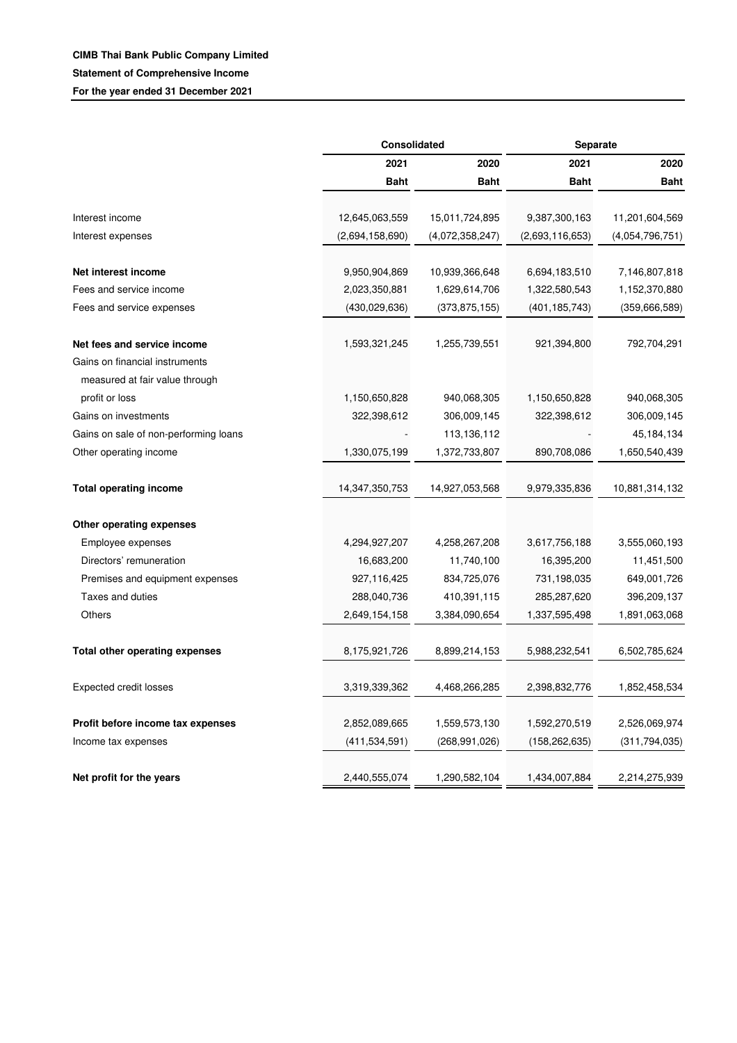**CIMB Thai Bank Public Company Limited**

**Statement of Comprehensive Income**

**For the year ended 31 December 2021**

| | Consolidated | | Separate | |
|---|---|---|---|---|
| | 2021 | 2020 | 2021 | 2020 |
| | Baht | Baht | Baht | Baht |
| Interest income | 12,645,063,559 | 15,011,724,895 | 9,387,300,163 | 11,201,604,569 |
| Interest expenses | (2,694,158,690) | (4,072,358,247) | (2,693,116,653) | (4,054,796,751) |
| **Net interest income** | 9,950,904,869 | 10,939,366,648 | 6,694,183,510 | 7,146,807,818 |
| Fees and service income | 2,023,350,881 | 1,629,614,706 | 1,322,580,543 | 1,152,370,880 |
| Fees and service expenses | (430,029,636) | (373,875,155) | (401,185,743) | (359,666,589) |
| **Net fees and service income** | 1,593,321,245 | 1,255,739,551 | 921,394,800 | 792,704,291 |
| Gains on financial instruments measured at fair value through profit or loss | 1,150,650,828 | 940,068,305 | 1,150,650,828 | 940,068,305 |
| Gains on investments | 322,398,612 | 306,009,145 | 322,398,612 | 306,009,145 |
| Gains on sale of non-performing loans | - | 113,136,112 | - | 45,184,134 |
| Other operating income | 1,330,075,199 | 1,372,733,807 | 890,708,086 | 1,650,540,439 |
| **Total operating income** | 14,347,350,753 | 14,927,053,568 | 9,979,335,836 | 10,881,314,132 |
| **Other operating expenses** | | | | |
| Employee expenses | 4,294,927,207 | 4,258,267,208 | 3,617,756,188 | 3,555,060,193 |
| Directors' remuneration | 16,683,200 | 11,740,100 | 16,395,200 | 11,451,500 |
| Premises and equipment expenses | 927,116,425 | 834,725,076 | 731,198,035 | 649,001,726 |
| Taxes and duties | 288,040,736 | 410,391,115 | 285,287,620 | 396,209,137 |
| Others | 2,649,154,158 | 3,384,090,654 | 1,337,595,498 | 1,891,063,068 |
| **Total other operating expenses** | 8,175,921,726 | 8,899,214,153 | 5,988,232,541 | 6,502,785,624 |
| Expected credit losses | 3,319,339,362 | 4,468,266,285 | 2,398,832,776 | 1,852,458,534 |
| **Profit before income tax expenses** | 2,852,089,665 | 1,559,573,130 | 1,592,270,519 | 2,526,069,974 |
| Income tax expenses | (411,534,591) | (268,991,026) | (158,262,635) | (311,794,035) |
| **Net profit for the years** | 2,440,555,074 | 1,290,582,104 | 1,434,007,884 | 2,214,275,939 |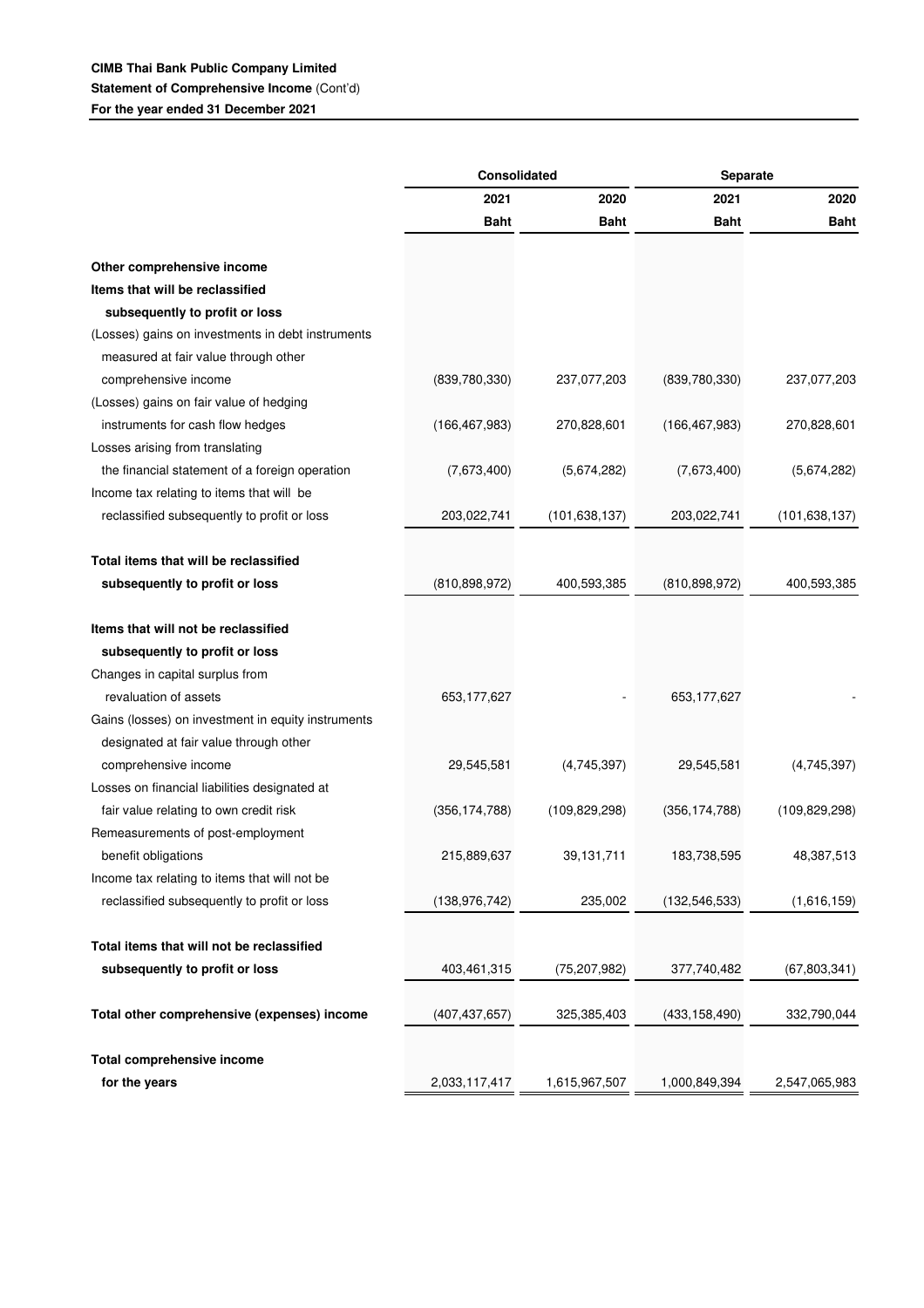**CIMB Thai Bank Public Company Limited**
**Statement of Comprehensive Income** (Cont'd)
**For the year ended 31 December 2021**

| | Consolidated | | Separate | |
|---|---|---|---|---|
| | 2021 | 2020 | 2021 | 2020 |
| | Baht | Baht | Baht | Baht |
| **Other comprehensive income** | | | | |
| **Items that will be reclassified subsequently to profit or loss** | | | | |
| (Losses) gains on investments in debt instruments measured at fair value through other comprehensive income | (839,780,330) | 237,077,203 | (839,780,330) | 237,077,203 |
| (Losses) gains on fair value of hedging instruments for cash flow hedges | (166,467,983) | 270,828,601 | (166,467,983) | 270,828,601 |
| Losses arising from translating the financial statement of a foreign operation | (7,673,400) | (5,674,282) | (7,673,400) | (5,674,282) |
| Income tax relating to items that will be reclassified subsequently to profit or loss | 203,022,741 | (101,638,137) | 203,022,741 | (101,638,137) |
| **Total items that will be reclassified subsequently to profit or loss** | (810,898,972) | 400,593,385 | (810,898,972) | 400,593,385 |
| **Items that will not be reclassified subsequently to profit or loss** | | | | |
| Changes in capital surplus from revaluation of assets | 653,177,627 | - | 653,177,627 | - |
| Gains (losses) on investment in equity instruments designated at fair value through other comprehensive income | 29,545,581 | (4,745,397) | 29,545,581 | (4,745,397) |
| Losses on financial liabilities designated at fair value relating to own credit risk | (356,174,788) | (109,829,298) | (356,174,788) | (109,829,298) |
| Remeasurements of post-employment benefit obligations | 215,889,637 | 39,131,711 | 183,738,595 | 48,387,513 |
| Income tax relating to items that will not be reclassified subsequently to profit or loss | (138,976,742) | 235,002 | (132,546,533) | (1,616,159) |
| **Total items that will not be reclassified subsequently to profit or loss** | 403,461,315 | (75,207,982) | 377,740,482 | (67,803,341) |
| **Total other comprehensive (expenses) income** | (407,437,657) | 325,385,403 | (433,158,490) | 332,790,044 |
| **Total comprehensive income for the years** | 2,033,117,417 | 1,615,967,507 | 1,000,849,394 | 2,547,065,983 |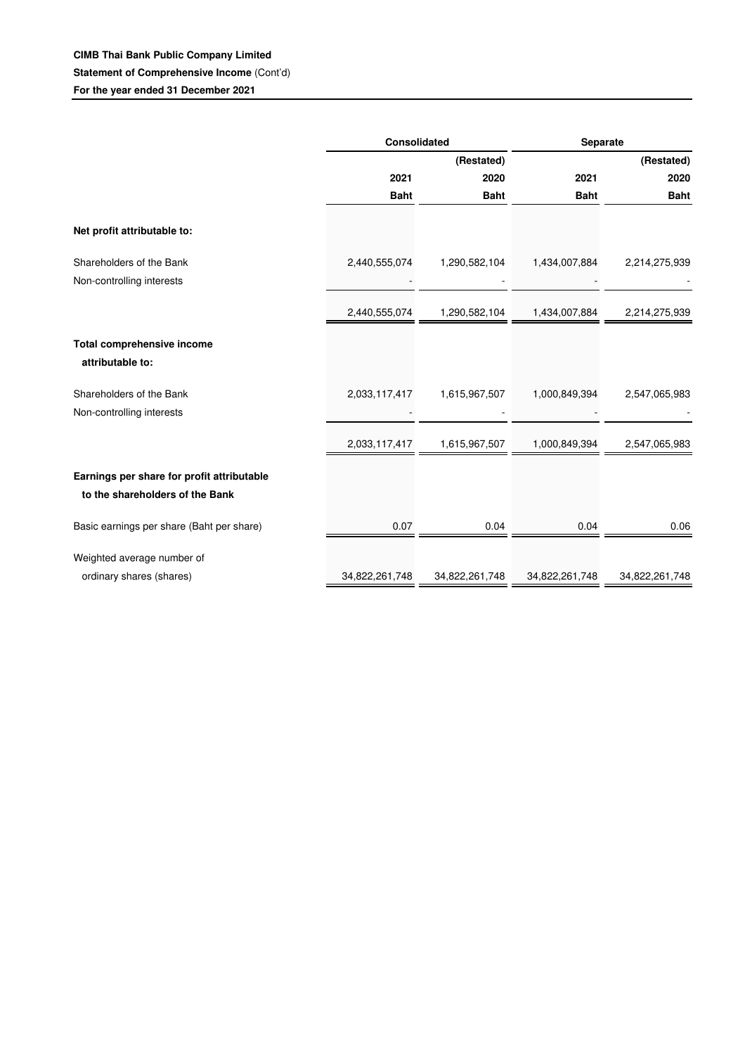**CIMB Thai Bank Public Company Limited**

**Statement of Comprehensive Income** (Cont'd)

**For the year ended 31 December 2021**

| | Consolidated | | Separate | |
|---|---|---|---|---|
| | | (Restated) | | (Restated) |
| | 2021 | 2020 | 2021 | 2020 |
| | Baht | Baht | Baht | Baht |
| **Net profit attributable to:** | | | | |
| Shareholders of the Bank | 2,440,555,074 | 1,290,582,104 | 1,434,007,884 | 2,214,275,939 |
| Non-controlling interests | - | - | - | - |
| | 2,440,555,074 | 1,290,582,104 | 1,434,007,884 | 2,214,275,939 |
| **Total comprehensive income attributable to:** | | | | |
| Shareholders of the Bank | 2,033,117,417 | 1,615,967,507 | 1,000,849,394 | 2,547,065,983 |
| Non-controlling interests | - | - | - | - |
| | 2,033,117,417 | 1,615,967,507 | 1,000,849,394 | 2,547,065,983 |
| **Earnings per share for profit attributable to the shareholders of the Bank** | | | | |
| Basic earnings per share (Baht per share) | 0.07 | 0.04 | 0.04 | 0.06 |
| Weighted average number of ordinary shares (shares) | 34,822,261,748 | 34,822,261,748 | 34,822,261,748 | 34,822,261,748 |